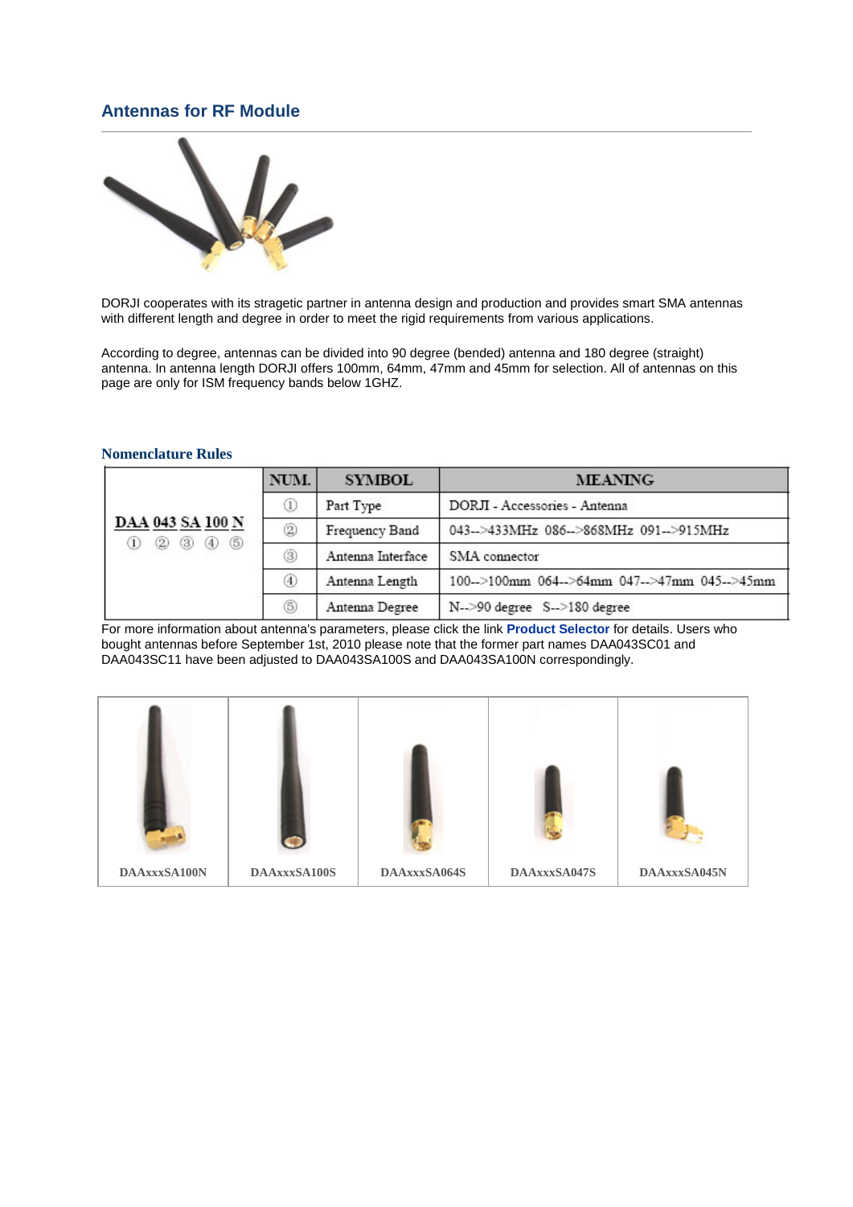## Antennas for RF Module

DORJI cooperates with its stragetic partner in antenna design and production and provides smart SMA antennas with different length and degree in order to meet the rigid requirements from various applications.

According to degree, antennas can be divided into 90 degree (bended) antenna and 180 degree (straight) antenna. In antenna length DORJI offers 100mm, 64mm, 47mm and 45mm for selection. All of antennas on this page are only for ISM frequency bands below 1GHZ.

### Nomenclature Rules

| | NUM. | SYMBOL | MEANING |
|---|---|---|---|
| DAA 043 SA 100 N<br>① ② ③ ④ ⑤ | ① | Part Type | DORJI - Accessories - Antenna |
| | ② | Frequency Band | 043-->433MHz 086-->868MHz 091-->915MHz |
| | ③ | Antenna Interface | SMA connector |
| | ④ | Antenna Length | 100-->100mm 064-->64mm 047-->47mm 045-->45mm |
| | ⑤ | Antenna Degree | N-->90 degree S-->180 degree |

For more information about antenna's parameters, please click the link **Product Selector** for details. Users who bought antennas before September 1st, 2010 please note that the former part names DAA043SC01 and DAA043SC11 have been adjusted to DAA043SA100S and DAA043SA100N correspondingly.

| DAAxxxSA100N | DAAxxxSA100S | DAAxxxSA064S | DAAxxxSA047S | DAAxxxSA045N |
|---|---|---|---|---|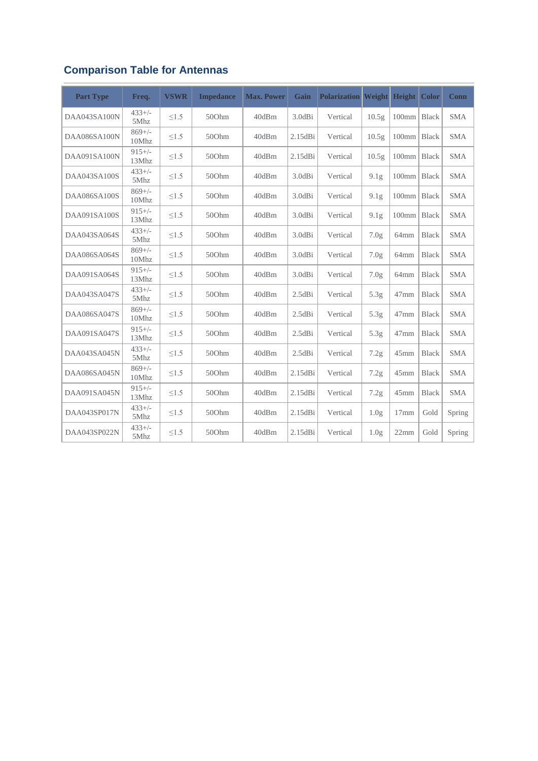## Comparison Table for Antennas

| Part Type | Freq. | VSWR | Impedance | Max. Power | Gain | Polarization | Weight | Height | Color | Conn |
|---|---|---|---|---|---|---|---|---|---|---|
| DAA043SA100N | 433+/-5Mhz | ≤1.5 | 50Ohm | 40dBm | 3.0dBi | Vertical | 10.5g | 100mm | Black | SMA |
| DAA086SA100N | 869+/-10Mhz | ≤1.5 | 50Ohm | 40dBm | 2.15dBi | Vertical | 10.5g | 100mm | Black | SMA |
| DAA091SA100N | 915+/-13Mhz | ≤1.5 | 50Ohm | 40dBm | 2.15dBi | Vertical | 10.5g | 100mm | Black | SMA |
| DAA043SA100S | 433+/-5Mhz | ≤1.5 | 50Ohm | 40dBm | 3.0dBi | Vertical | 9.1g | 100mm | Black | SMA |
| DAA086SA100S | 869+/-10Mhz | ≤1.5 | 50Ohm | 40dBm | 3.0dBi | Vertical | 9.1g | 100mm | Black | SMA |
| DAA091SA100S | 915+/-13Mhz | ≤1.5 | 50Ohm | 40dBm | 3.0dBi | Vertical | 9.1g | 100mm | Black | SMA |
| DAA043SA064S | 433+/-5Mhz | ≤1.5 | 50Ohm | 40dBm | 3.0dBi | Vertical | 7.0g | 64mm | Black | SMA |
| DAA086SA064S | 869+/-10Mhz | ≤1.5 | 50Ohm | 40dBm | 3.0dBi | Vertical | 7.0g | 64mm | Black | SMA |
| DAA091SA064S | 915+/-13Mhz | ≤1.5 | 50Ohm | 40dBm | 3.0dBi | Vertical | 7.0g | 64mm | Black | SMA |
| DAA043SA047S | 433+/-5Mhz | ≤1.5 | 50Ohm | 40dBm | 2.5dBi | Vertical | 5.3g | 47mm | Black | SMA |
| DAA086SA047S | 869+/-10Mhz | ≤1.5 | 50Ohm | 40dBm | 2.5dBi | Vertical | 5.3g | 47mm | Black | SMA |
| DAA091SA047S | 915+/-13Mhz | ≤1.5 | 50Ohm | 40dBm | 2.5dBi | Vertical | 5.3g | 47mm | Black | SMA |
| DAA043SA045N | 433+/-5Mhz | ≤1.5 | 50Ohm | 40dBm | 2.5dBi | Vertical | 7.2g | 45mm | Black | SMA |
| DAA086SA045N | 869+/-10Mhz | ≤1.5 | 50Ohm | 40dBm | 2.15dBi | Vertical | 7.2g | 45mm | Black | SMA |
| DAA091SA045N | 915+/-13Mhz | ≤1.5 | 50Ohm | 40dBm | 2.15dBi | Vertical | 7.2g | 45mm | Black | SMA |
| DAA043SP017N | 433+/-5Mhz | ≤1.5 | 50Ohm | 40dBm | 2.15dBi | Vertical | 1.0g | 17mm | Gold | Spring |
| DAA043SP022N | 433+/-5Mhz | ≤1.5 | 50Ohm | 40dBm | 2.15dBi | Vertical | 1.0g | 22mm | Gold | Spring |